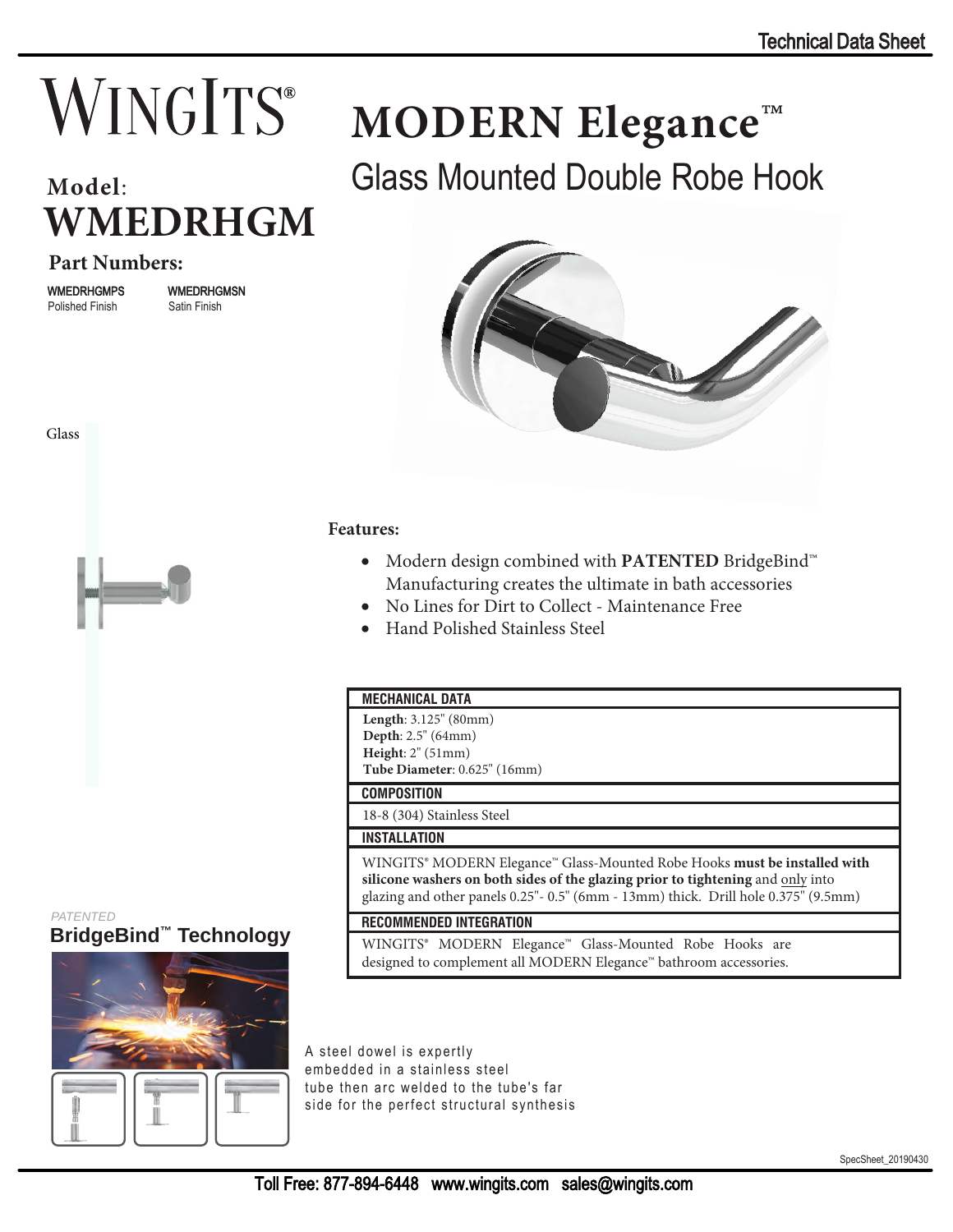Technical Data Sheet

# WINGITS®

# MODERN Elegance™

## Glass Mounted Double Robe Hook

**Model**:
## WMEDRHGM

### Part Numbers:

| | |
|---|---|
| WMEDRHGMPS | WMEDRHGMSN |
| Polished Finish | Satin Finish |

Glass

### Features:

- Modern design combined with **PATENTED** BridgeBind™ Manufacturing creates the ultimate in bath accessories
- No Lines for Dirt to Collect - Maintenance Free
- Hand Polished Stainless Steel

| MECHANICAL DATA |
|---|
| **Length**: 3.125" (80mm)<br>**Depth**: 2.5" (64mm)<br>**Height**: 2" (51mm)<br>**Tube Diameter**: 0.625" (16mm) |
| **COMPOSITION** |
| 18-8 (304) Stainless Steel |
| **INSTALLATION** |
| WINGITS® MODERN Elegance™ Glass-Mounted Robe Hooks **must be installed with silicone washers on both sides of the glazing prior to tightening** and only into glazing and other panels 0.25"- 0.5" (6mm - 13mm) thick. Drill hole 0.375" (9.5mm) |
| **RECOMMENDED INTEGRATION** |
| WINGITS® MODERN Elegance™ Glass-Mounted Robe Hooks are designed to complement all MODERN Elegance™ bathroom accessories. |

*PATENTED*
### BridgeBind™ Technology

A steel dowel is expertly embedded in a stainless steel tube then arc welded to the tube's far side for the perfect structural synthesis

SpecSheet_20190430

Toll Free: 877-894-6448 www.wingits.com sales@wingits.com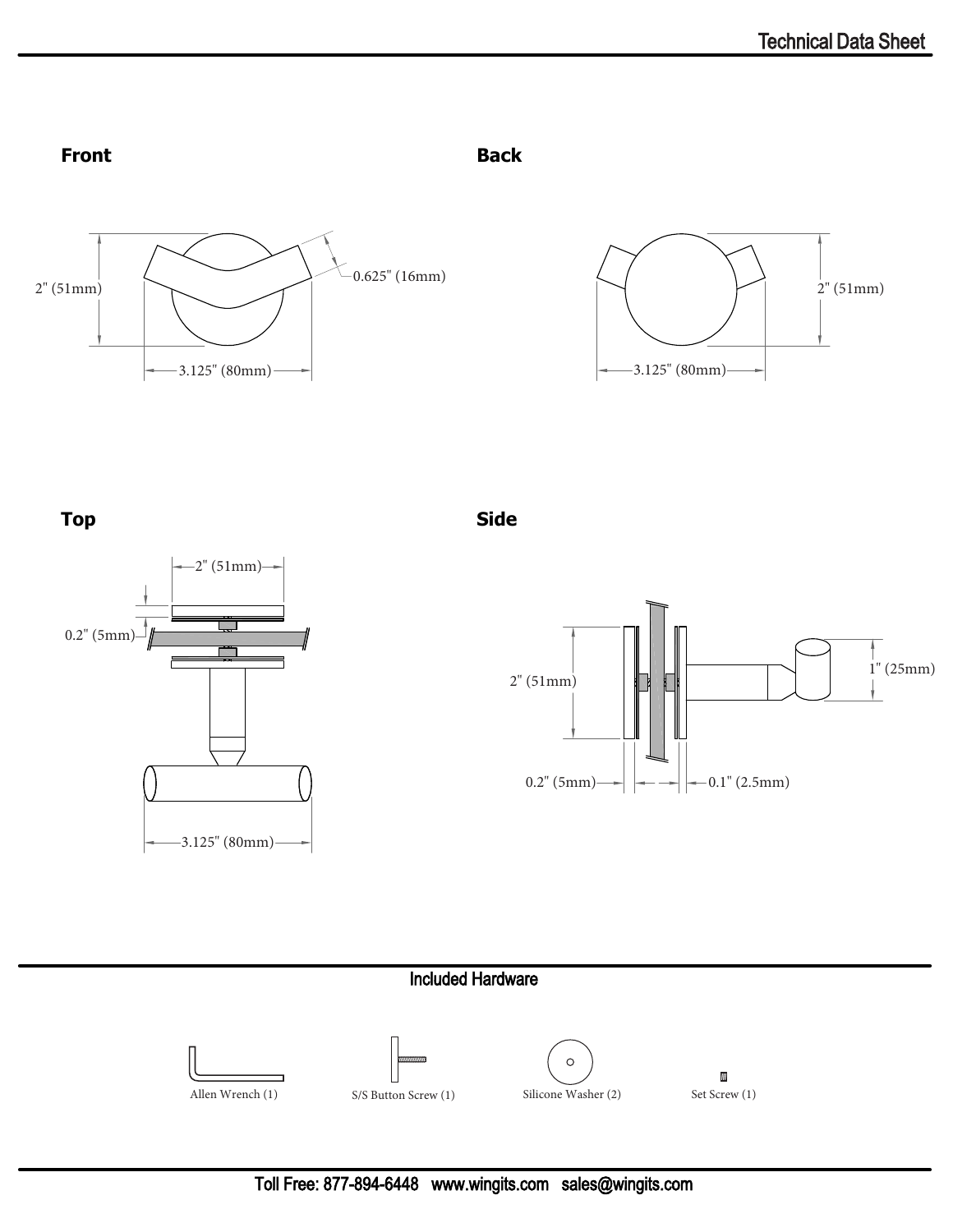## Technical Data Sheet

### Front

2" (51mm)

0.625" (16mm)

3.125" (80mm)

### Back

2" (51mm)

3.125" (80mm)

### Top

2" (51mm)

0.2" (5mm)

3.125" (80mm)

### Side

2" (51mm)

1" (25mm)

0.2" (5mm)

0.1" (2.5mm)

## Included Hardware

Allen Wrench (1)

S/S Button Screw (1)

Silicone Washer (2)

Set Screw (1)

Toll Free: 877-894-6448 www.wingits.com sales@wingits.com